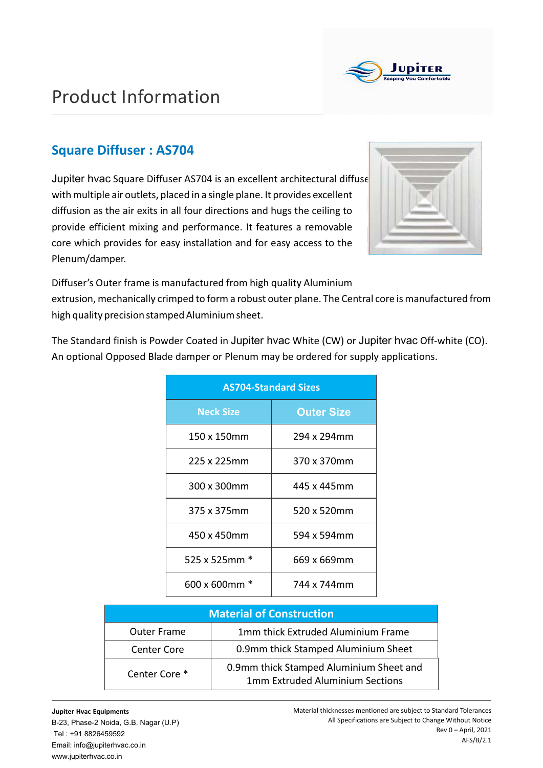# Product Information

## Square Diffuser : AS704

Jupiter hvac Square Diffuser AS704 is an excellent architectural diffuser with multiple air outlets, placed in a single plane. It provides excellent diffusion as the air exits in all four directions and hugs the ceiling to provide efficient mixing and performance. It features a removable core which provides for easy installation and for easy access to the Plenum/damper.

Diffuser's Outer frame is manufactured from high quality Aluminium extrusion, mechanically crimped to form a robust outer plane. The Central core is manufactured from high quality precision stamped Aluminium sheet.

The Standard finish is Powder Coated in Jupiter hvac White (CW) or Jupiter hvac Off-white (CO). An optional Opposed Blade damper or Plenum may be ordered for supply applications.

| AS704-Standard Sizes | |
|---|---|
| **Neck Size** | **Outer Size** |
| 150 x 150mm | 294 x 294mm |
| 225 x 225mm | 370 x 370mm |
| 300 x 300mm | 445 x 445mm |
| 375 x 375mm | 520 x 520mm |
| 450 x 450mm | 594 x 594mm |
| 525 x 525mm * | 669 x 669mm |
| 600 x 600mm * | 744 x 744mm |

| Material of Construction | |
|---|---|
| Outer Frame | 1mm thick Extruded Aluminium Frame |
| Center Core | 0.9mm thick Stamped Aluminium Sheet |
| Center Core * | 0.9mm thick Stamped Aluminium Sheet and 1mm Extruded Aluminium Sections |

**Jupiter Hvac Equipments**
B-23, Phase-2 Noida, G.B. Nagar (U.P)
Tel : +91 8826459592
Email: info@jupiterhvac.co.in
www.jupiterhvac.co.in

Material thicknesses mentioned are subject to Standard Tolerances
All Specifications are Subject to Change Without Notice
Rev 0 – April, 2021
AFS/B/2.1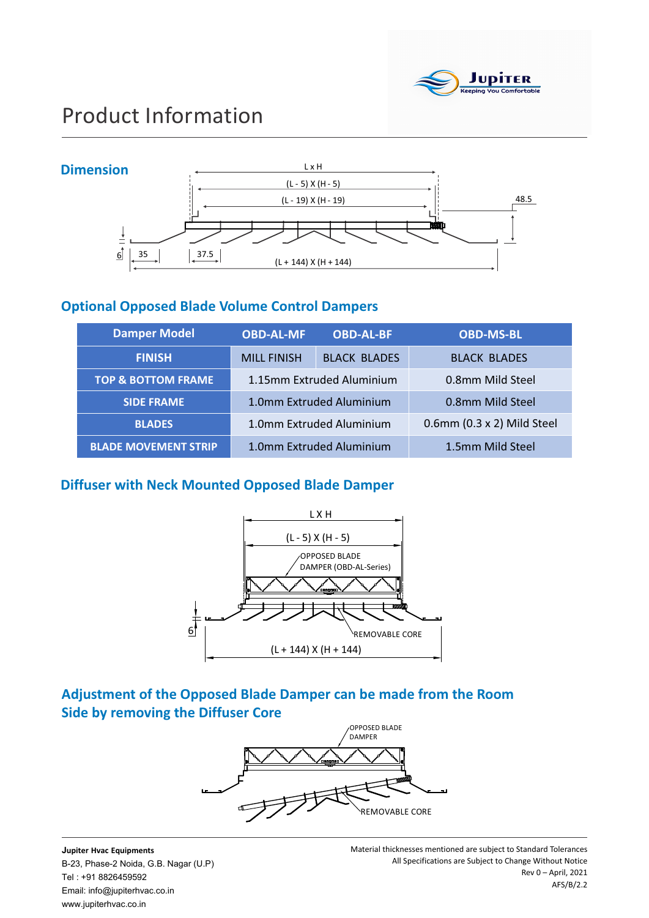# Product Information

## Dimension

L x H

(L - 5) X (H - 5)

(L - 19) X (H - 19)

48.5

6

35

37.5

(L + 144) X (H + 144)

## Optional Opposed Blade Volume Control Dampers

| Damper Model | OBD-AL-MF | OBD-AL-BF | OBD-MS-BL |
|---|---|---|---|
| FINISH | MILL FINISH | BLACK BLADES | BLACK BLADES |
| TOP & BOTTOM FRAME | 1.15mm Extruded Aluminium | | 0.8mm Mild Steel |
| SIDE FRAME | 1.0mm Extruded Aluminium | | 0.8mm Mild Steel |
| BLADES | 1.0mm Extruded Aluminium | | 0.6mm (0.3 x 2) Mild Steel |
| BLADE MOVEMENT STRIP | 1.0mm Extruded Aluminium | | 1.5mm Mild Steel |

## Diffuser with Neck Mounted Opposed Blade Damper

L X H

(L - 5) X (H - 5)

OPPOSED BLADE DAMPER (OBD-AL-Series)

6

REMOVABLE CORE

(L + 144) X (H + 144)

## Adjustment of the Opposed Blade Damper can be made from the Room Side by removing the Diffuser Core

OPPOSED BLADE DAMPER

REMOVABLE CORE

**Jupiter Hvac Equipments**
B-23, Phase-2 Noida, G.B. Nagar (U.P)
Tel : +91 8826459592
Email: info@jupiterhvac.co.in
www.jupiterhvac.co.in

Material thicknesses mentioned are subject to Standard Tolerances
All Specifications are Subject to Change Without Notice
Rev 0 – April, 2021
AFS/B/2.2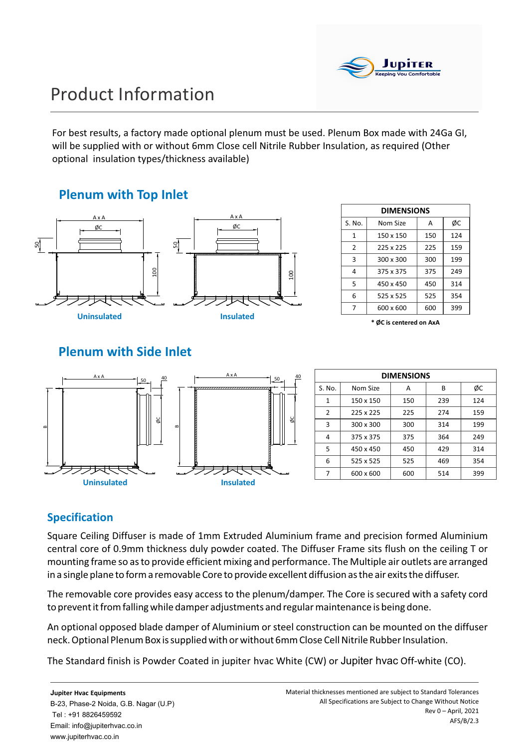# Product Information

For best results, a factory made optional plenum must be used. Plenum Box made with 24Ga GI, will be supplied with or without 6mm Close cell Nitrile Rubber Insulation, as required (Other optional insulation types/thickness available)

## Plenum with Top Inlet

Uninsulated

Insulated

| DIMENSIONS | | | |
|---|---|---|---|
| S. No. | Nom Size | A | ØC |
| 1 | 150 x 150 | 150 | 124 |
| 2 | 225 x 225 | 225 | 159 |
| 3 | 300 x 300 | 300 | 199 |
| 4 | 375 x 375 | 375 | 249 |
| 5 | 450 x 450 | 450 | 314 |
| 6 | 525 x 525 | 525 | 354 |
| 7 | 600 x 600 | 600 | 399 |

**\* ØC is centered on AxA**

## Plenum with Side Inlet

Uninsulated

Insulated

| DIMENSIONS | | | | |
|---|---|---|---|---|
| S. No. | Nom Size | A | B | ØC |
| 1 | 150 x 150 | 150 | 239 | 124 |
| 2 | 225 x 225 | 225 | 274 | 159 |
| 3 | 300 x 300 | 300 | 314 | 199 |
| 4 | 375 x 375 | 375 | 364 | 249 |
| 5 | 450 x 450 | 450 | 429 | 314 |
| 6 | 525 x 525 | 525 | 469 | 354 |
| 7 | 600 x 600 | 600 | 514 | 399 |

## Specification

Square Ceiling Diffuser is made of 1mm Extruded Aluminium frame and precision formed Aluminium central core of 0.9mm thickness duly powder coated. The Diffuser Frame sits flush on the ceiling T or mounting frame so as to provide efficient mixing and performance. The Multiple air outlets are arranged in a single plane to form a removable Core to provide excellent diffusion as the air exits the diffuser.

The removable core provides easy access to the plenum/damper. The Core is secured with a safety cord to prevent it from falling while damper adjustments and regular maintenance is being done.

An optional opposed blade damper of Aluminium or steel construction can be mounted on the diffuser neck. Optional Plenum Box is supplied with or without 6mm Close Cell Nitrile Rubber Insulation.

The Standard finish is Powder Coated in jupiter hvac White (CW) or Jupiter hvac Off-white (CO).

**Jupiter Hvac Equipments**
B-23, Phase-2 Noida, G.B. Nagar (U.P)
Tel : +91 8826459592
Email: info@jupiterhvac.co.in
www.jupiterhvac.co.in

Material thicknesses mentioned are subject to Standard Tolerances
All Specifications are Subject to Change Without Notice
Rev 0 – April, 2021
AFS/B/2.3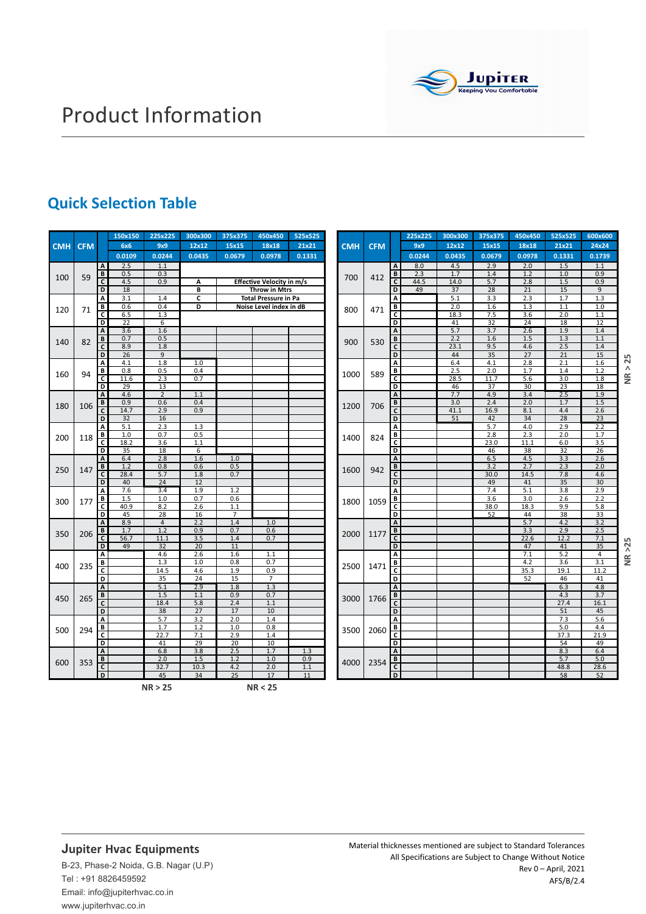# Product Information

## Quick Selection Table

| CMH | CFM | | 150x150 6x6 0.0109 | 225x225 9x9 0.0244 | 300x300 12x12 0.0435 | 375x375 15x15 0.0679 | 450x450 18x18 0.0978 | 525x525 21x21 0.1331 |
|---|---|---|---|---|---|---|---|---|
| 100 | 59 | A | 2.5 | 1.1 | | | | |
| | | B | 0.5 | 0.3 | | | | |
| | | C | 4.5 | 0.9 | A | Effective Velocity in m/s | | |
| | | D | 18 | | B | Throw in Mtrs | | |
| 120 | 71 | A | 3.1 | 1.4 | C | Total Pressure in Pa | | |
| | | B | 0.6 | 0.4 | D | Noise Level index in dB | | |
| | | C | 6.5 | 1.3 | | | | |
| | | D | 22 | 6 | | | | |
| 140 | 82 | A | 3.6 | 1.6 | | | | |
| | | B | 0.7 | 0.5 | | | | |
| | | C | 8.9 | 1.8 | | | | |
| | | D | 26 | 9 | | | | |
| 160 | 94 | A | 4.1 | 1.8 | 1.0 | | | |
| | | B | 0.8 | 0.5 | 0.4 | | | |
| | | C | 11.6 | 2.3 | 0.7 | | | |
| | | D | 29 | 13 | | | | |
| 180 | 106 | A | 4.6 | 2 | 1.1 | | | |
| | | B | 0.9 | 0.6 | 0.4 | | | |
| | | C | 14.7 | 2.9 | 0.9 | | | |
| | | D | 32 | 16 | | | | |
| 200 | 118 | A | 5.1 | 2.3 | 1.3 | | | |
| | | B | 1.0 | 0.7 | 0.5 | | | |
| | | C | 18.2 | 3.6 | 1.1 | | | |
| | | D | 35 | 18 | 6 | | | |
| 250 | 147 | A | 6.4 | 2.8 | 1.6 | 1.0 | | |
| | | B | 1.2 | 0.8 | 0.6 | 0.5 | | |
| | | C | 28.4 | 5.7 | 1.8 | 0.7 | | |
| | | D | 40 | 24 | 12 | | | |
| 300 | 177 | A | 7.6 | 3.4 | 1.9 | 1.2 | | |
| | | B | 1.5 | 1.0 | 0.7 | 0.6 | | |
| | | C | 40.9 | 8.2 | 2.6 | 1.1 | | |
| | | D | 45 | 28 | 16 | 7 | | |
| 350 | 206 | A | 8.9 | 4 | 2.2 | 1.4 | 1.0 | |
| | | B | 1.7 | 1.2 | 0.9 | 0.7 | 0.6 | |
| | | C | 56.7 | 11.1 | 3.5 | 1.4 | 0.7 | |
| | | D | 49 | 32 | 20 | 11 | | |
| 400 | 235 | A | | 4.6 | 2.6 | 1.6 | 1.1 | |
| | | B | | 1.3 | 1.0 | 0.8 | 0.7 | |
| | | C | | 14.5 | 4.6 | 1.9 | 0.9 | |
| | | D | | 35 | 24 | 15 | 7 | |
| 450 | 265 | A | | 5.1 | 2.9 | 1.8 | 1.3 | |
| | | B | | 1.5 | 1.1 | 0.9 | 0.7 | |
| | | C | | 18.4 | 5.8 | 2.4 | 1.1 | |
| | | D | | 38 | 27 | 17 | 10 | |
| 500 | 294 | A | | 5.7 | 3.2 | 2.0 | 1.4 | |
| | | B | | 1.7 | 1.2 | 1.0 | 0.8 | |
| | | C | | 22.7 | 7.1 | 2.9 | 1.4 | |
| | | D | | 41 | 29 | 20 | 10 | |
| 600 | 353 | A | | 6.8 | 3.8 | 2.5 | 1.7 | 1.3 |
| | | B | | 2.0 | 1.5 | 1.2 | 1.0 | 0.9 |
| | | C | | 32.7 | 10.3 | 4.2 | 2.0 | 1.1 |
| | | D | | 45 | 34 | 25 | 17 | 11 |

NR > 25 NR < 25

| CMH | CFM | | 225x225 9x9 0.0244 | 300x300 12x12 0.0435 | 375x375 15x15 0.0679 | 450x450 18x18 0.0978 | 525x525 21x21 0.1331 | 600x600 24x24 0.1739 |
|---|---|---|---|---|---|---|---|---|
| 700 | 412 | A | 8.0 | 4.5 | 2.9 | 2.0 | 1.5 | 1.1 |
| | | B | 2.3 | 1.7 | 1.4 | 1.2 | 1.0 | 0.9 |
| | | C | 44.5 | 14.0 | 5.7 | 2.8 | 1.5 | 0.9 |
| | | D | 49 | 37 | 28 | 21 | 15 | 9 |
| 800 | 471 | A | | 5.1 | 3.3 | 2.3 | 1.7 | 1.3 |
| | | B | | 2.0 | 1.6 | 1.3 | 1.1 | 1.0 |
| | | C | | 18.3 | 7.5 | 3.6 | 2.0 | 1.1 |
| | | D | | 41 | 32 | 24 | 18 | 12 |
| 900 | 530 | A | | 5.7 | 3.7 | 2.6 | 1.9 | 1.4 |
| | | B | | 2.2 | 1.6 | 1.5 | 1.3 | 1.1 |
| | | C | | 23.1 | 9.5 | 4.6 | 2.5 | 1.4 |
| | | D | | 44 | 35 | 27 | 21 | 15 |
| 1000 | 589 | A | | 6.4 | 4.1 | 2.8 | 2.1 | 1.6 |
| | | B | | 2.5 | 2.0 | 1.7 | 1.4 | 1.2 |
| | | C | | 28.5 | 11.7 | 5.6 | 3.0 | 1.8 |
| | | D | | 46 | 37 | 30 | 23 | 18 |
| 1200 | 706 | A | | 7.7 | 4.9 | 3.4 | 2.5 | 1.9 |
| | | B | | 3.0 | 2.4 | 2.0 | 1.7 | 1.5 |
| | | C | | 41.1 | 16.9 | 8.1 | 4.4 | 2.6 |
| | | D | | 51 | 42 | 34 | 28 | 23 |
| 1400 | 824 | A | | | 5.7 | 4.0 | 2.9 | 2.2 |
| | | B | | | 2.8 | 2.3 | 2.0 | 1.7 |
| | | C | | | 23.0 | 11.1 | 6.0 | 3.5 |
| | | D | | | 46 | 38 | 32 | 26 |
| 1600 | 942 | A | | | 6.5 | 4.5 | 3.3 | 2.6 |
| | | B | | | 3.2 | 2.7 | 2.3 | 2.0 |
| | | C | | | 30.0 | 14.5 | 7.8 | 4.6 |
| | | D | | | 49 | 41 | 35 | 30 |
| 1800 | 1059 | A | | | 7.4 | 5.1 | 3.8 | 2.9 |
| | | B | | | 3.6 | 3.0 | 2.6 | 2.2 |
| | | C | | | 38.0 | 18.3 | 9.9 | 5.8 |
| | | D | | | 52 | 44 | 38 | 33 |
| 2000 | 1177 | A | | | | 5.7 | 4.2 | 3.2 |
| | | B | | | | 3.3 | 2.9 | 2.5 |
| | | C | | | | 22.6 | 12.2 | 7.1 |
| | | D | | | | 47 | 41 | 35 |
| 2500 | 1471 | A | | | | 7.1 | 5.2 | 4 |
| | | B | | | | 4.2 | 3.6 | 3.1 |
| | | C | | | | 35.3 | 19.1 | 11.2 |
| | | D | | | | 52 | 46 | 41 |
| 3000 | 1766 | A | | | | | 6.3 | 4.8 |
| | | B | | | | | 4.3 | 3.7 |
| | | C | | | | | 27.4 | 16.1 |
| | | D | | | | | 51 | 45 |
| 3500 | 2060 | A | | | | | 7.3 | 5.6 |
| | | B | | | | | 5.0 | 4.4 |
| | | C | | | | | 37.3 | 21.9 |
| | | D | | | | | 54 | 49 |
| 4000 | 2354 | A | | | | | 8.3 | 6.4 |
| | | B | | | | | 5.7 | 5.0 |
| | | C | | | | | 48.8 | 28.6 |
| | | D | | | | | 58 | 52 |

NR > 25

NR >25

**Jupiter Hvac Equipments**

B-23, Phase-2 Noida, G.B. Nagar (U.P)
Tel : +91 8826459592
Email: info@jupiterhvac.co.in
www.jupiterhvac.co.in

Material thicknesses mentioned are subject to Standard Tolerances
All Specifications are Subject to Change Without Notice
Rev 0 – April, 2021
AFS/B/2.4